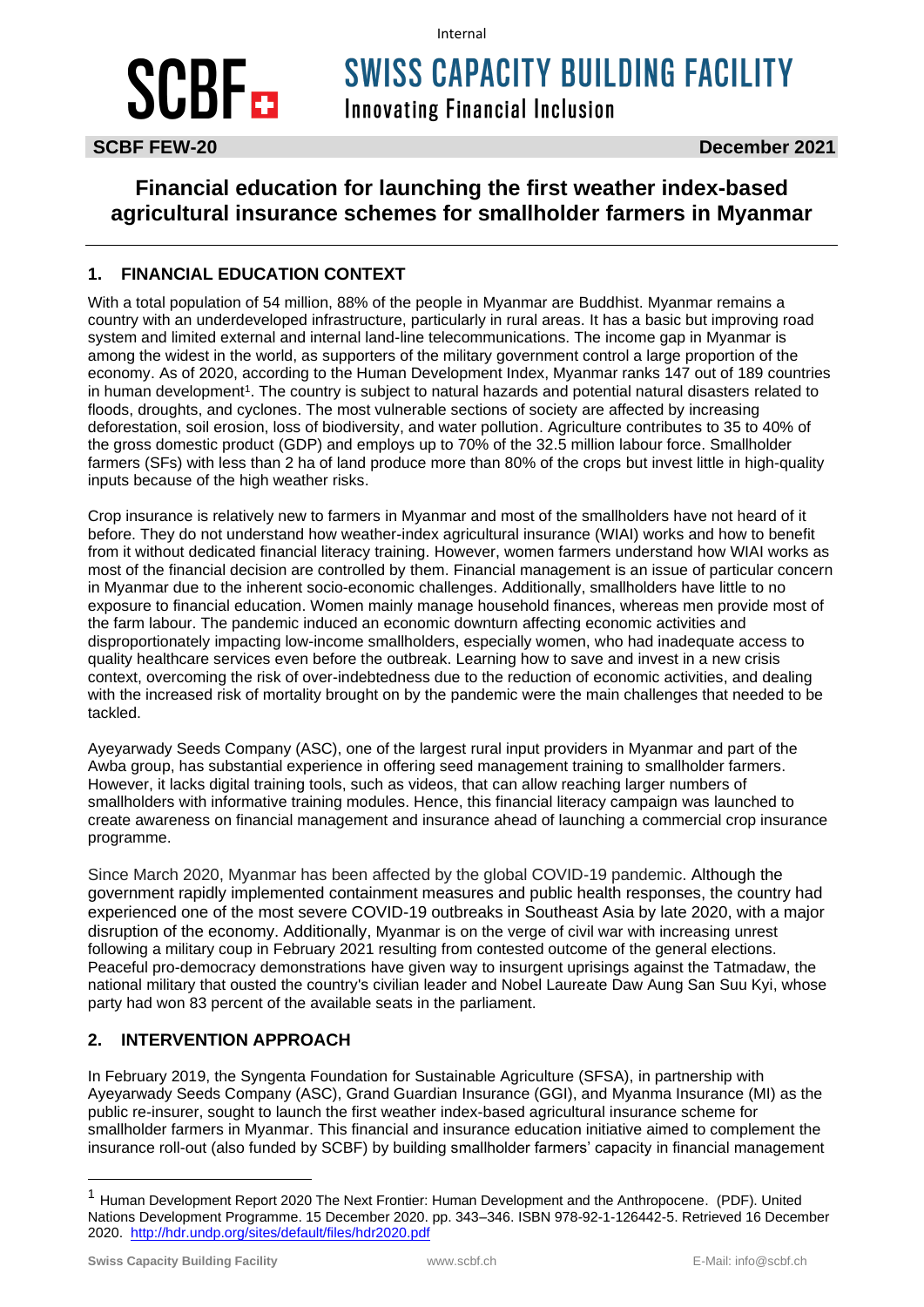# SWISS CAPACITY BUILDING FACILITY

Innovating Financial Inclusion

**SCBF FEW-20** **December 2021**

# Financial education for launching the first weather index-based agricultural insurance schemes for smallholder farmers in Myanmar

## 1. FINANCIAL EDUCATION CONTEXT

With a total population of 54 million, 88% of the people in Myanmar are Buddhist. Myanmar remains a country with an underdeveloped infrastructure, particularly in rural areas. It has a basic but improving road system and limited external and internal land-line telecommunications. The income gap in Myanmar is among the widest in the world, as supporters of the military government control a large proportion of the economy. As of 2020, according to the Human Development Index, Myanmar ranks 147 out of 189 countries in human development[1]. The country is subject to natural hazards and potential natural disasters related to floods, droughts, and cyclones. The most vulnerable sections of society are affected by increasing deforestation, soil erosion, loss of biodiversity, and water pollution. Agriculture contributes to 35 to 40% of the gross domestic product (GDP) and employs up to 70% of the 32.5 million labour force. Smallholder farmers (SFs) with less than 2 ha of land produce more than 80% of the crops but invest little in high-quality inputs because of the high weather risks.

Crop insurance is relatively new to farmers in Myanmar and most of the smallholders have not heard of it before. They do not understand how weather-index agricultural insurance (WIAI) works and how to benefit from it without dedicated financial literacy training. However, women farmers understand how WIAI works as most of the financial decision are controlled by them. Financial management is an issue of particular concern in Myanmar due to the inherent socio-economic challenges. Additionally, smallholders have little to no exposure to financial education. Women mainly manage household finances, whereas men provide most of the farm labour. The pandemic induced an economic downturn affecting economic activities and disproportionately impacting low-income smallholders, especially women, who had inadequate access to quality healthcare services even before the outbreak. Learning how to save and invest in a new crisis context, overcoming the risk of over-indebtedness due to the reduction of economic activities, and dealing with the increased risk of mortality brought on by the pandemic were the main challenges that needed to be tackled.

Ayeyarwady Seeds Company (ASC), one of the largest rural input providers in Myanmar and part of the Awba group, has substantial experience in offering seed management training to smallholder farmers. However, it lacks digital training tools, such as videos, that can allow reaching larger numbers of smallholders with informative training modules. Hence, this financial literacy campaign was launched to create awareness on financial management and insurance ahead of launching a commercial crop insurance programme.

Since March 2020, Myanmar has been affected by the global COVID-19 pandemic. Although the government rapidly implemented containment measures and public health responses, the country had experienced one of the most severe COVID-19 outbreaks in Southeast Asia by late 2020, with a major disruption of the economy. Additionally, Myanmar is on the verge of civil war with increasing unrest following a military coup in February 2021 resulting from contested outcome of the general elections. Peaceful pro-democracy demonstrations have given way to insurgent uprisings against the Tatmadaw, the national military that ousted the country's civilian leader and Nobel Laureate Daw Aung San Suu Kyi, whose party had won 83 percent of the available seats in the parliament.

## 2. INTERVENTION APPROACH

In February 2019, the Syngenta Foundation for Sustainable Agriculture (SFSA), in partnership with Ayeyarwady Seeds Company (ASC), Grand Guardian Insurance (GGI), and Myanma Insurance (MI) as the public re-insurer, sought to launch the first weather index-based agricultural insurance scheme for smallholder farmers in Myanmar. This financial and insurance education initiative aimed to complement the insurance roll-out (also funded by SCBF) by building smallholder farmers' capacity in financial management

---

[1] Human Development Report 2020 The Next Frontier: Human Development and the Anthropocene. (PDF). United Nations Development Programme. 15 December 2020. pp. 343–346. ISBN 978-92-1-126442-5. Retrieved 16 December 2020. http://hdr.undp.org/sites/default/files/hdr2020.pdf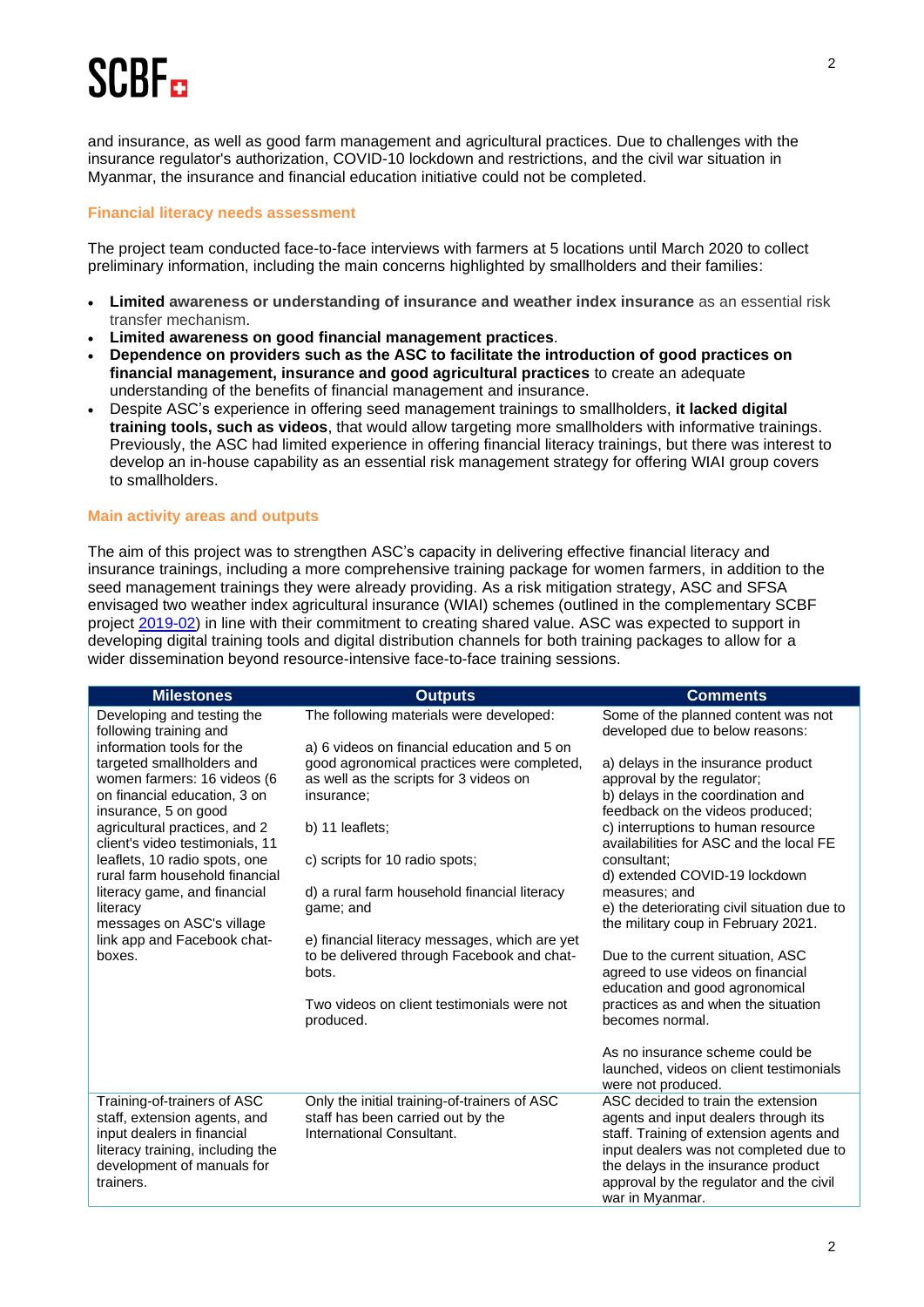and insurance, as well as good farm management and agricultural practices. Due to challenges with the insurance regulator's authorization, COVID-10 lockdown and restrictions, and the civil war situation in Myanmar, the insurance and financial education initiative could not be completed.

### Financial literacy needs assessment

The project team conducted face-to-face interviews with farmers at 5 locations until March 2020 to collect preliminary information, including the main concerns highlighted by smallholders and their families:

- **Limited awareness or understanding of insurance and weather index insurance** as an essential risk transfer mechanism.
- **Limited awareness on good financial management practices**.
- **Dependence on providers such as the ASC to facilitate the introduction of good practices on financial management, insurance and good agricultural practices** to create an adequate understanding of the benefits of financial management and insurance.
- Despite ASC's experience in offering seed management trainings to smallholders, **it lacked digital training tools, such as videos**, that would allow targeting more smallholders with informative trainings. Previously, the ASC had limited experience in offering financial literacy trainings, but there was interest to develop an in-house capability as an essential risk management strategy for offering WIAI group covers to smallholders.

### Main activity areas and outputs

The aim of this project was to strengthen ASC's capacity in delivering effective financial literacy and insurance trainings, including a more comprehensive training package for women farmers, in addition to the seed management trainings they were already providing. As a risk mitigation strategy, ASC and SFSA envisaged two weather index agricultural insurance (WIAI) schemes (outlined in the complementary SCBF project [2019-02]) in line with their commitment to creating shared value. ASC was expected to support in developing digital training tools and digital distribution channels for both training packages to allow for a wider dissemination beyond resource-intensive face-to-face training sessions.

| Milestones | Outputs | Comments |
| --- | --- | --- |
| Developing and testing the following training and information tools for the targeted smallholders and women farmers: 16 videos (6 on financial education, 3 on insurance, 5 on good agricultural practices, and 2 client's video testimonials, 11 leaflets, 10 radio spots, one rural farm household financial literacy game, and financial literacy messages on ASC's village link app and Facebook chat-boxes. | The following materials were developed:<br><br>a) 6 videos on financial education and 5 on good agronomical practices were completed, as well as the scripts for 3 videos on insurance;<br><br>b) 11 leaflets;<br><br>c) scripts for 10 radio spots;<br><br>d) a rural farm household financial literacy game; and<br><br>e) financial literacy messages, which are yet to be delivered through Facebook and chat-bots.<br><br>Two videos on client testimonials were not produced. | Some of the planned content was not developed due to below reasons:<br><br>a) delays in the insurance product approval by the regulator;<br>b) delays in the coordination and feedback on the videos produced;<br>c) interruptions to human resource availabilities for ASC and the local FE consultant;<br>d) extended COVID-19 lockdown measures; and<br>e) the deteriorating civil situation due to the military coup in February 2021.<br><br>Due to the current situation, ASC agreed to use videos on financial education and good agronomical practices as and when the situation becomes normal.<br><br>As no insurance scheme could be launched, videos on client testimonials were not produced. |
| Training-of-trainers of ASC staff, extension agents, and input dealers in financial literacy training, including the development of manuals for trainers. | Only the initial training-of-trainers of ASC staff has been carried out by the International Consultant. | ASC decided to train the extension agents and input dealers through its staff. Training of extension agents and input dealers was not completed due to the delays in the insurance product approval by the regulator and the civil war in Myanmar. |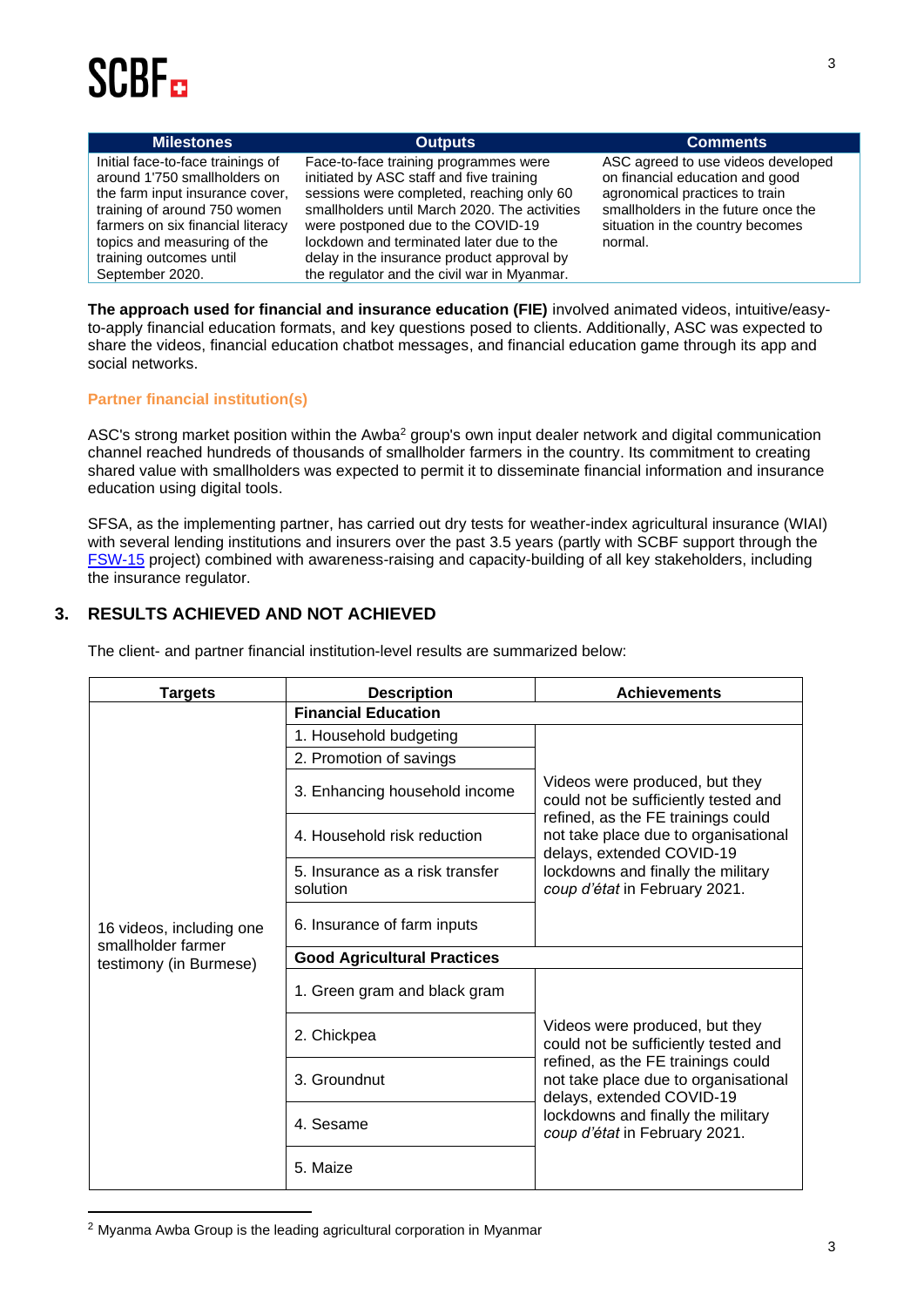| Milestones | Outputs | Comments |
|---|---|---|
| Initial face-to-face trainings of around 1'750 smallholders on the farm input insurance cover, training of around 750 women farmers on six financial literacy topics and measuring of the training outcomes until September 2020. | Face-to-face training programmes were initiated by ASC staff and five training sessions were completed, reaching only 60 smallholders until March 2020. The activities were postponed due to the COVID-19 lockdown and terminated later due to the delay in the insurance product approval by the regulator and the civil war in Myanmar. | ASC agreed to use videos developed on financial education and good agronomical practices to train smallholders in the future once the situation in the country becomes normal. |

**The approach used for financial and insurance education (FIE)** involved animated videos, intuitive/easy-to-apply financial education formats, and key questions posed to clients. Additionally, ASC was expected to share the videos, financial education chatbot messages, and financial education game through its app and social networks.

### Partner financial institution(s)

ASC's strong market position within the Awba[2] group's own input dealer network and digital communication channel reached hundreds of thousands of smallholder farmers in the country. Its commitment to creating shared value with smallholders was expected to permit it to disseminate financial information and insurance education using digital tools.

SFSA, as the implementing partner, has carried out dry tests for weather-index agricultural insurance (WIAI) with several lending institutions and insurers over the past 3.5 years (partly with SCBF support through the FSW-15 project) combined with awareness-raising and capacity-building of all key stakeholders, including the insurance regulator.

## 3. RESULTS ACHIEVED AND NOT ACHIEVED

The client- and partner financial institution-level results are summarized below:

| Targets | Description | Achievements |
|---|---|---|
| 16 videos, including one smallholder farmer testimony (in Burmese) | **Financial Education** | |
| | 1. Household budgeting | Videos were produced, but they could not be sufficiently tested and refined, as the FE trainings could not take place due to organisational delays, extended COVID-19 lockdowns and finally the military *coup d'état* in February 2021. |
| | 2. Promotion of savings | |
| | 3. Enhancing household income | |
| | 4. Household risk reduction | |
| | 5. Insurance as a risk transfer solution | |
| | 6. Insurance of farm inputs | |
| | **Good Agricultural Practices** | |
| | 1. Green gram and black gram | Videos were produced, but they could not be sufficiently tested and refined, as the FE trainings could not take place due to organisational delays, extended COVID-19 lockdowns and finally the military *coup d'état* in February 2021. |
| | 2. Chickpea | |
| | 3. Groundnut | |
| | 4. Sesame | |
| | 5. Maize | |

[2] Myanma Awba Group is the leading agricultural corporation in Myanmar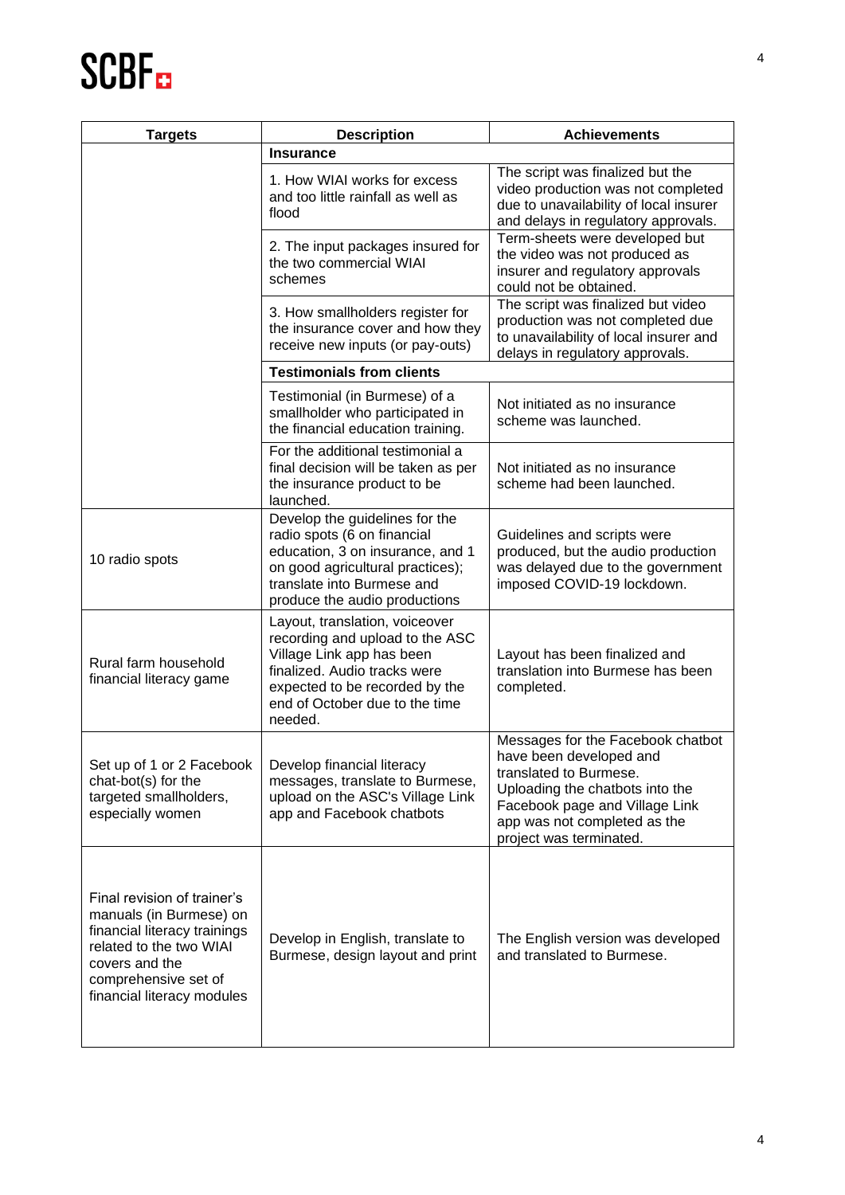| Targets | Description | Achievements |
|---|---|---|
| | **Insurance** | |
| | 1. How WIAI works for excess and too little rainfall as well as flood | The script was finalized but the video production was not completed due to unavailability of local insurer and delays in regulatory approvals. |
| | 2. The input packages insured for the two commercial WIAI schemes | Term-sheets were developed but the video was not produced as insurer and regulatory approvals could not be obtained. |
| | 3. How smallholders register for the insurance cover and how they receive new inputs (or pay-outs) | The script was finalized but video production was not completed due to unavailability of local insurer and delays in regulatory approvals. |
| | **Testimonials from clients** | |
| | Testimonial (in Burmese) of a smallholder who participated in the financial education training. | Not initiated as no insurance scheme was launched. |
| | For the additional testimonial a final decision will be taken as per the insurance product to be launched. | Not initiated as no insurance scheme had been launched. |
| 10 radio spots | Develop the guidelines for the radio spots (6 on financial education, 3 on insurance, and 1 on good agricultural practices); translate into Burmese and produce the audio productions | Guidelines and scripts were produced, but the audio production was delayed due to the government imposed COVID-19 lockdown. |
| Rural farm household financial literacy game | Layout, translation, voiceover recording and upload to the ASC Village Link app has been finalized. Audio tracks were expected to be recorded by the end of October due to the time needed. | Layout has been finalized and translation into Burmese has been completed. |
| Set up of 1 or 2 Facebook chat-bot(s) for the targeted smallholders, especially women | Develop financial literacy messages, translate to Burmese, upload on the ASC's Village Link app and Facebook chatbots | Messages for the Facebook chatbot have been developed and translated to Burmese. Uploading the chatbots into the Facebook page and Village Link app was not completed as the project was terminated. |
| Final revision of trainer's manuals (in Burmese) on financial literacy trainings related to the two WIAI covers and the comprehensive set of financial literacy modules | Develop in English, translate to Burmese, design layout and print | The English version was developed and translated to Burmese. |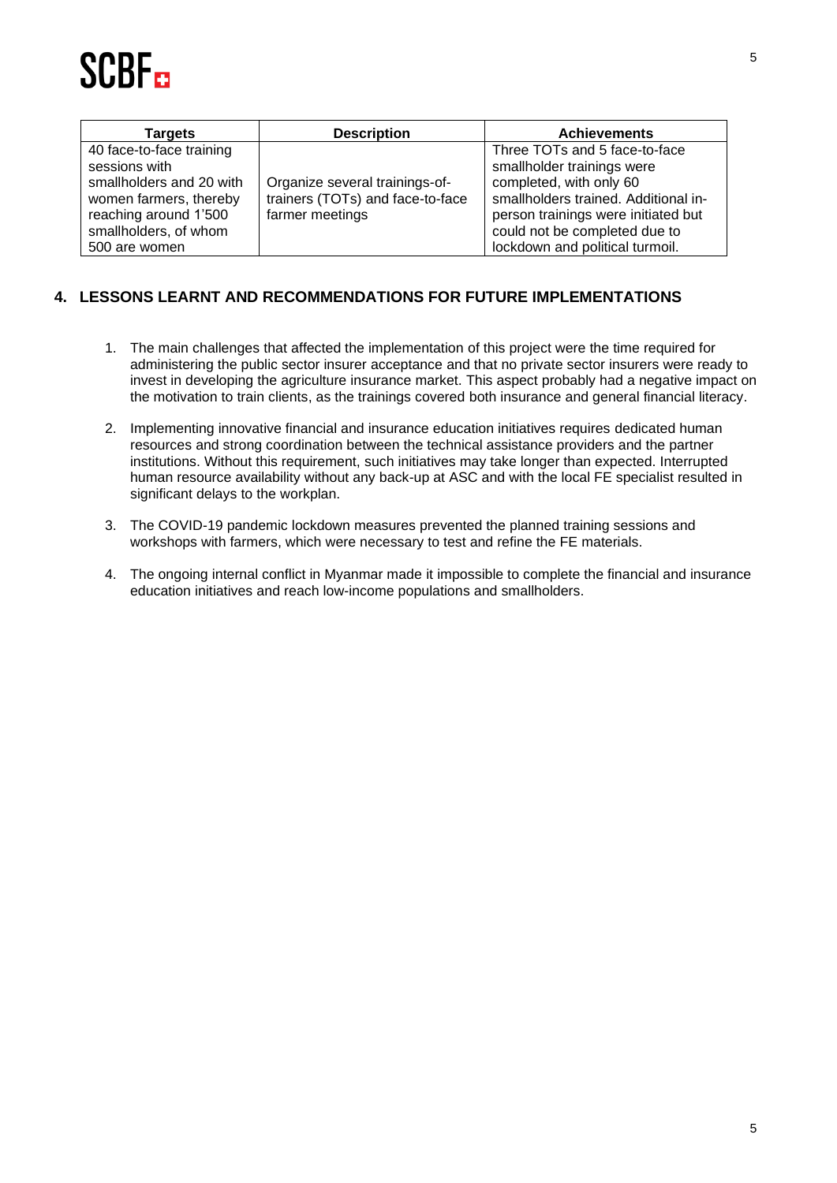| Targets | Description | Achievements |
|---|---|---|
| 40 face-to-face training sessions with smallholders and 20 with women farmers, thereby reaching around 1'500 smallholders, of whom 500 are women | Organize several trainings-of-trainers (TOTs) and face-to-face farmer meetings | Three TOTs and 5 face-to-face smallholder trainings were completed, with only 60 smallholders trained. Additional in-person trainings were initiated but could not be completed due to lockdown and political turmoil. |

## 4. LESSONS LEARNT AND RECOMMENDATIONS FOR FUTURE IMPLEMENTATIONS

1. The main challenges that affected the implementation of this project were the time required for administering the public sector insurer acceptance and that no private sector insurers were ready to invest in developing the agriculture insurance market. This aspect probably had a negative impact on the motivation to train clients, as the trainings covered both insurance and general financial literacy.

2. Implementing innovative financial and insurance education initiatives requires dedicated human resources and strong coordination between the technical assistance providers and the partner institutions. Without this requirement, such initiatives may take longer than expected. Interrupted human resource availability without any back-up at ASC and with the local FE specialist resulted in significant delays to the workplan.

3. The COVID-19 pandemic lockdown measures prevented the planned training sessions and workshops with farmers, which were necessary to test and refine the FE materials.

4. The ongoing internal conflict in Myanmar made it impossible to complete the financial and insurance education initiatives and reach low-income populations and smallholders.